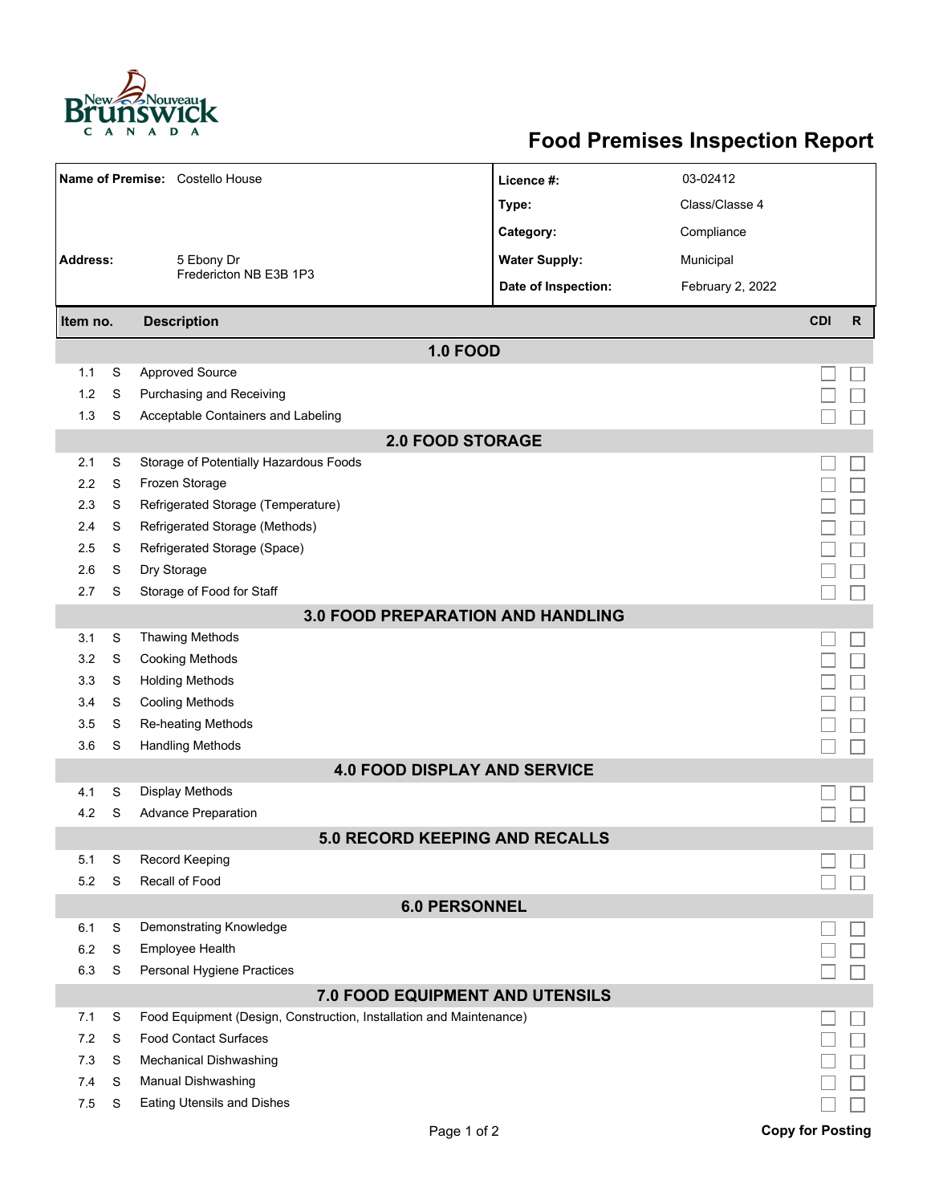New Brunswick / Nouveau-Brunswick CANADA

# Food Premises Inspection Report

| **Name of Premise:** | Costello House | **Licence #:** | 03-02412 |
|---|---|---|---|
| | | **Type:** | Class/Classe 4 |
| | | **Category:** | Compliance |
| **Address:** | 5 Ebony Dr<br>Fredericton NB E3B 1P3 | **Water Supply:** | Municipal |
| | | **Date of Inspection:** | February 2, 2022 |

| Item no. | | Description | CDI | R |
|---|---|---|---|---|
| **1.0 FOOD** | | | | |
| 1.1 | S | Approved Source | ☐ | ☐ |
| 1.2 | S | Purchasing and Receiving | ☐ | ☐ |
| 1.3 | S | Acceptable Containers and Labeling | ☐ | ☐ |
| **2.0 FOOD STORAGE** | | | | |
| 2.1 | S | Storage of Potentially Hazardous Foods | ☐ | ☐ |
| 2.2 | S | Frozen Storage | ☐ | ☐ |
| 2.3 | S | Refrigerated Storage (Temperature) | ☐ | ☐ |
| 2.4 | S | Refrigerated Storage (Methods) | ☐ | ☐ |
| 2.5 | S | Refrigerated Storage (Space) | ☐ | ☐ |
| 2.6 | S | Dry Storage | ☐ | ☐ |
| 2.7 | S | Storage of Food for Staff | ☐ | ☐ |
| **3.0 FOOD PREPARATION AND HANDLING** | | | | |
| 3.1 | S | Thawing Methods | ☐ | ☐ |
| 3.2 | S | Cooking Methods | ☐ | ☐ |
| 3.3 | S | Holding Methods | ☐ | ☐ |
| 3.4 | S | Cooling Methods | ☐ | ☐ |
| 3.5 | S | Re-heating Methods | ☐ | ☐ |
| 3.6 | S | Handling Methods | ☐ | ☐ |
| **4.0 FOOD DISPLAY AND SERVICE** | | | | |
| 4.1 | S | Display Methods | ☐ | ☐ |
| 4.2 | S | Advance Preparation | ☐ | ☐ |
| **5.0 RECORD KEEPING AND RECALLS** | | | | |
| 5.1 | S | Record Keeping | ☐ | ☐ |
| 5.2 | S | Recall of Food | ☐ | ☐ |
| **6.0 PERSONNEL** | | | | |
| 6.1 | S | Demonstrating Knowledge | ☐ | ☐ |
| 6.2 | S | Employee Health | ☐ | ☐ |
| 6.3 | S | Personal Hygiene Practices | ☐ | ☐ |
| **7.0 FOOD EQUIPMENT AND UTENSILS** | | | | |
| 7.1 | S | Food Equipment (Design, Construction, Installation and Maintenance) | ☐ | ☐ |
| 7.2 | S | Food Contact Surfaces | ☐ | ☐ |
| 7.3 | S | Mechanical Dishwashing | ☐ | ☐ |
| 7.4 | S | Manual Dishwashing | ☐ | ☐ |
| 7.5 | S | Eating Utensils and Dishes | ☐ | ☐ |

**Copy for Posting**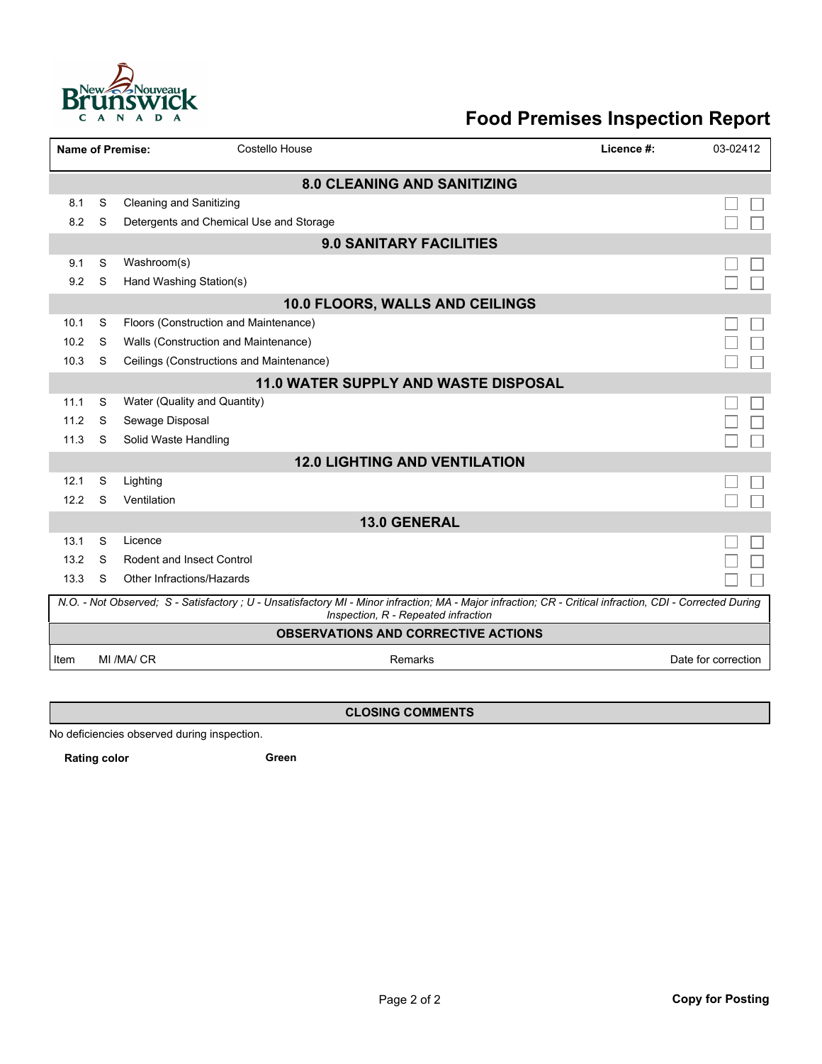# Food Premises Inspection Report

| Name of Premise: | Costello House | Licence #: | 03-02412 |
|---|---|---|---|

## 8.0 CLEANING AND SANITIZING

| | | | | |
|---|---|---|---|---|
| 8.1 | S | Cleaning and Sanitizing | ☐ | ☐ |
| 8.2 | S | Detergents and Chemical Use and Storage | ☐ | ☐ |

## 9.0 SANITARY FACILITIES

| | | | | |
|---|---|---|---|---|
| 9.1 | S | Washroom(s) | ☐ | ☐ |
| 9.2 | S | Hand Washing Station(s) | ☐ | ☐ |

## 10.0 FLOORS, WALLS AND CEILINGS

| | | | | |
|---|---|---|---|---|
| 10.1 | S | Floors (Construction and Maintenance) | ☐ | ☐ |
| 10.2 | S | Walls (Construction and Maintenance) | ☐ | ☐ |
| 10.3 | S | Ceilings (Constructions and Maintenance) | ☐ | ☐ |

## 11.0 WATER SUPPLY AND WASTE DISPOSAL

| | | | | |
|---|---|---|---|---|
| 11.1 | S | Water (Quality and Quantity) | ☐ | ☐ |
| 11.2 | S | Sewage Disposal | ☐ | ☐ |
| 11.3 | S | Solid Waste Handling | ☐ | ☐ |

## 12.0 LIGHTING AND VENTILATION

| | | | | |
|---|---|---|---|---|
| 12.1 | S | Lighting | ☐ | ☐ |
| 12.2 | S | Ventilation | ☐ | ☐ |

## 13.0 GENERAL

| | | | | |
|---|---|---|---|---|
| 13.1 | S | Licence | ☐ | ☐ |
| 13.2 | S | Rodent and Insect Control | ☐ | ☐ |
| 13.3 | S | Other Infractions/Hazards | ☐ | ☐ |

*N.O. - Not Observed; S - Satisfactory ; U - Unsatisfactory MI - Minor infraction; MA - Major infraction; CR - Critical infraction, CDI - Corrected During Inspection, R - Repeated infraction*

## OBSERVATIONS AND CORRECTIVE ACTIONS

| Item | MI /MA/ CR | Remarks | Date for correction |
|---|---|---|---|

## CLOSING COMMENTS

No deficiencies observed during inspection.

**Rating color** **Green**

**Copy for Posting**